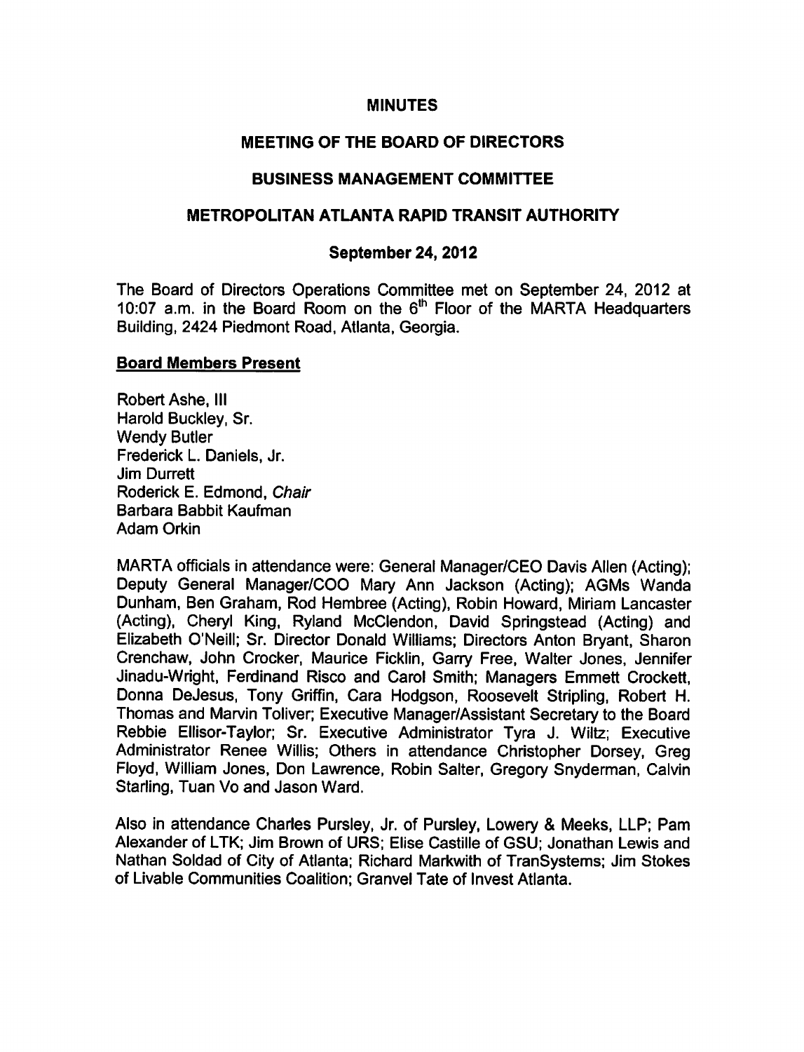# MINUTES

## MEETING OF THE BOARD OF DIRECTORS

## BUSINESS MANAGEMENT COMMITTEE

## METROPOLITAN ATLANTA RAPID TRANSIT AUTHORITY

### September 24, 2012

The Board of Directors Operations Committee met on September 24, 2012 at 10:07 a.m. in the Board Room on the 6th Floor of the MARTA Headquarters Building, 2424 Piedmont Road, Atlanta, Georgia.

**Board Members Present**

Robert Ashe, III
Harold Buckley, Sr.
Wendy Butler
Frederick L. Daniels, Jr.
Jim Durrett
Roderick E. Edmond, *Chair*
Barbara Babbit Kaufman
Adam Orkin

MARTA officials in attendance were: General Manager/CEO Davis Allen (Acting); Deputy General Manager/COO Mary Ann Jackson (Acting); AGMs Wanda Dunham, Ben Graham, Rod Hembree (Acting), Robin Howard, Miriam Lancaster (Acting), Cheryl King, Ryland McClendon, David Springstead (Acting) and Elizabeth O'Neill; Sr. Director Donald Williams; Directors Anton Bryant, Sharon Crenchaw, John Crocker, Maurice Ficklin, Garry Free, Walter Jones, Jennifer Jinadu-Wright, Ferdinand Risco and Carol Smith; Managers Emmett Crockett, Donna DeJesus, Tony Griffin, Cara Hodgson, Roosevelt Stripling, Robert H. Thomas and Marvin Toliver; Executive Manager/Assistant Secretary to the Board Rebbie Ellisor-Taylor; Sr. Executive Administrator Tyra J. Wiltz; Executive Administrator Renee Willis; Others in attendance Christopher Dorsey, Greg Floyd, William Jones, Don Lawrence, Robin Salter, Gregory Snyderman, Calvin Starling, Tuan Vo and Jason Ward.

Also in attendance Charles Pursley, Jr. of Pursley, Lowery & Meeks, LLP; Pam Alexander of LTK; Jim Brown of URS; Elise Castille of GSU; Jonathan Lewis and Nathan Soldad of City of Atlanta; Richard Markwith of TranSystems; Jim Stokes of Livable Communities Coalition; Granvel Tate of Invest Atlanta.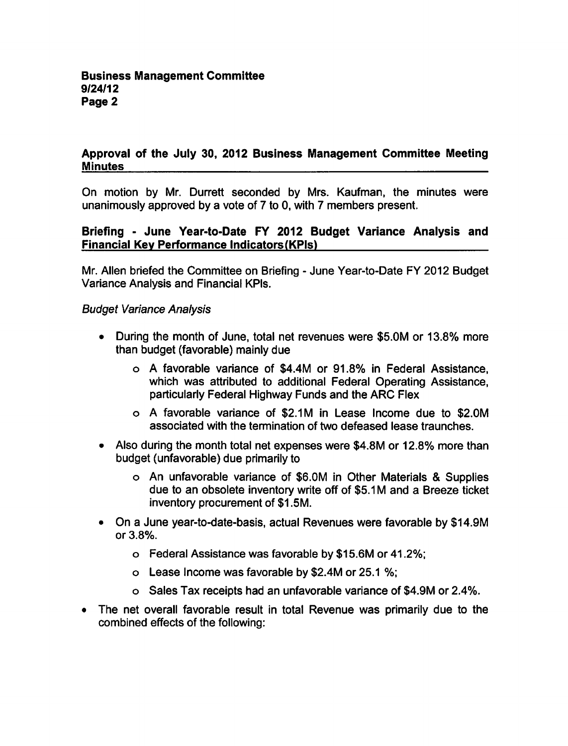**Business Management Committee**
**9/24/12**
**Page 2**

## Approval of the July 30, 2012 Business Management Committee Meeting Minutes

On motion by Mr. Durrett seconded by Mrs. Kaufman, the minutes were unanimously approved by a vote of 7 to 0, with 7 members present.

## Briefing - June Year-to-Date FY 2012 Budget Variance Analysis and Financial Key Performance Indicators (KPIs)

Mr. Allen briefed the Committee on Briefing - June Year-to-Date FY 2012 Budget Variance Analysis and Financial KPIs.

*Budget Variance Analysis*

- During the month of June, total net revenues were $5.0M or 13.8% more than budget (favorable) mainly due
  - A favorable variance of $4.4M or 91.8% in Federal Assistance, which was attributed to additional Federal Operating Assistance, particularly Federal Highway Funds and the ARC Flex
  - A favorable variance of $2.1M in Lease Income due to $2.0M associated with the termination of two defeased lease traunches.
- Also during the month total net expenses were $4.8M or 12.8% more than budget (unfavorable) due primarily to
  - An unfavorable variance of $6.0M in Other Materials & Supplies due to an obsolete inventory write off of $5.1M and a Breeze ticket inventory procurement of $1.5M.
- On a June year-to-date-basis, actual Revenues were favorable by $14.9M or 3.8%.
  - Federal Assistance was favorable by $15.6M or 41.2%;
  - Lease Income was favorable by $2.4M or 25.1 %;
  - Sales Tax receipts had an unfavorable variance of $4.9M or 2.4%.
- The net overall favorable result in total Revenue was primarily due to the combined effects of the following: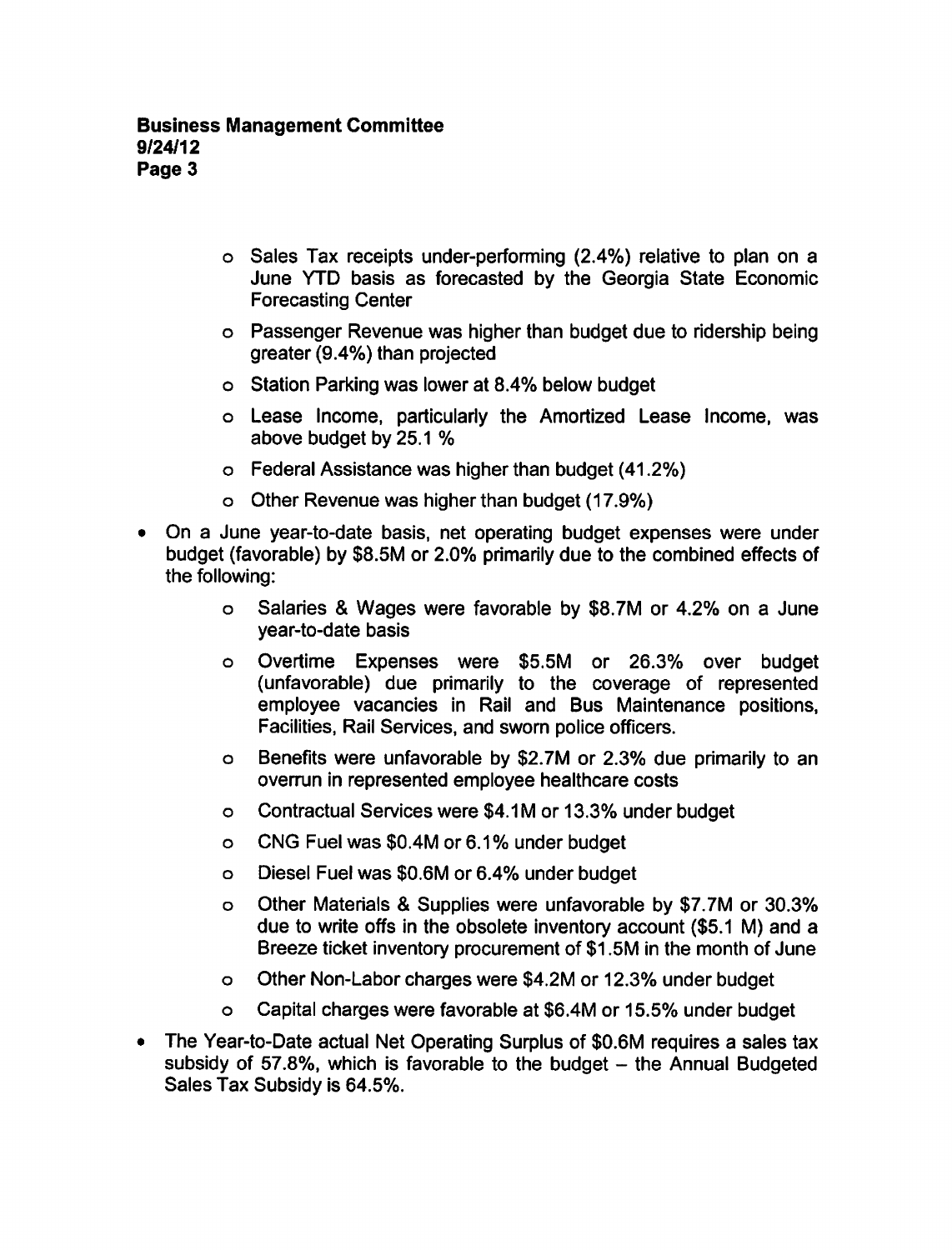- Sales Tax receipts under-performing (2.4%) relative to plan on a June YTD basis as forecasted by the Georgia State Economic Forecasting Center
  - Passenger Revenue was higher than budget due to ridership being greater (9.4%) than projected
  - Station Parking was lower at 8.4% below budget
  - Lease Income, particularly the Amortized Lease Income, was above budget by 25.1 %
  - Federal Assistance was higher than budget (41.2%)
  - Other Revenue was higher than budget (17.9%)
- On a June year-to-date basis, net operating budget expenses were under budget (favorable) by $8.5M or 2.0% primarily due to the combined effects of the following:
  - Salaries & Wages were favorable by $8.7M or 4.2% on a June year-to-date basis
  - Overtime Expenses were $5.5M or 26.3% over budget (unfavorable) due primarily to the coverage of represented employee vacancies in Rail and Bus Maintenance positions, Facilities, Rail Services, and sworn police officers.
  - Benefits were unfavorable by $2.7M or 2.3% due primarily to an overrun in represented employee healthcare costs
  - Contractual Services were $4.1M or 13.3% under budget
  - CNG Fuel was $0.4M or 6.1% under budget
  - Diesel Fuel was $0.6M or 6.4% under budget
  - Other Materials & Supplies were unfavorable by $7.7M or 30.3% due to write offs in the obsolete inventory account ($5.1 M) and a Breeze ticket inventory procurement of $1.5M in the month of June
  - Other Non-Labor charges were $4.2M or 12.3% under budget
  - Capital charges were favorable at $6.4M or 15.5% under budget
- The Year-to-Date actual Net Operating Surplus of $0.6M requires a sales tax subsidy of 57.8%, which is favorable to the budget – the Annual Budgeted Sales Tax Subsidy is 64.5%.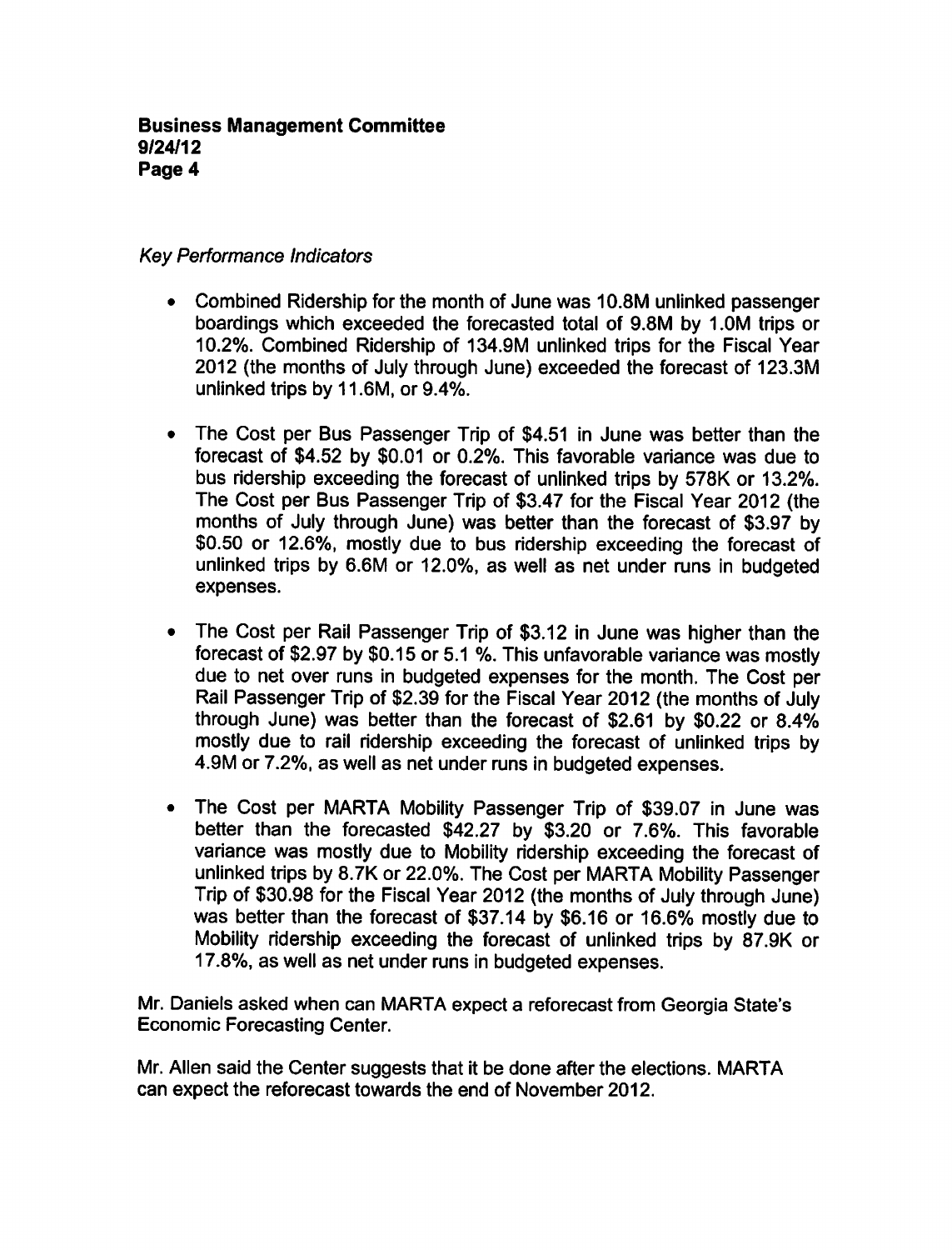*Key Performance Indicators*

- Combined Ridership for the month of June was 10.8M unlinked passenger boardings which exceeded the forecasted total of 9.8M by 1.0M trips or 10.2%. Combined Ridership of 134.9M unlinked trips for the Fiscal Year 2012 (the months of July through June) exceeded the forecast of 123.3M unlinked trips by 11.6M, or 9.4%.

- The Cost per Bus Passenger Trip of $4.51 in June was better than the forecast of $4.52 by $0.01 or 0.2%. This favorable variance was due to bus ridership exceeding the forecast of unlinked trips by 578K or 13.2%. The Cost per Bus Passenger Trip of $3.47 for the Fiscal Year 2012 (the months of July through June) was better than the forecast of $3.97 by $0.50 or 12.6%, mostly due to bus ridership exceeding the forecast of unlinked trips by 6.6M or 12.0%, as well as net under runs in budgeted expenses.

- The Cost per Rail Passenger Trip of $3.12 in June was higher than the forecast of $2.97 by $0.15 or 5.1 %. This unfavorable variance was mostly due to net over runs in budgeted expenses for the month. The Cost per Rail Passenger Trip of $2.39 for the Fiscal Year 2012 (the months of July through June) was better than the forecast of $2.61 by $0.22 or 8.4% mostly due to rail ridership exceeding the forecast of unlinked trips by 4.9M or 7.2%, as well as net under runs in budgeted expenses.

- The Cost per MARTA Mobility Passenger Trip of $39.07 in June was better than the forecasted $42.27 by $3.20 or 7.6%. This favorable variance was mostly due to Mobility ridership exceeding the forecast of unlinked trips by 8.7K or 22.0%. The Cost per MARTA Mobility Passenger Trip of $30.98 for the Fiscal Year 2012 (the months of July through June) was better than the forecast of $37.14 by $6.16 or 16.6% mostly due to Mobility ridership exceeding the forecast of unlinked trips by 87.9K or 17.8%, as well as net under runs in budgeted expenses.

Mr. Daniels asked when can MARTA expect a reforecast from Georgia State's Economic Forecasting Center.

Mr. Allen said the Center suggests that it be done after the elections. MARTA can expect the reforecast towards the end of November 2012.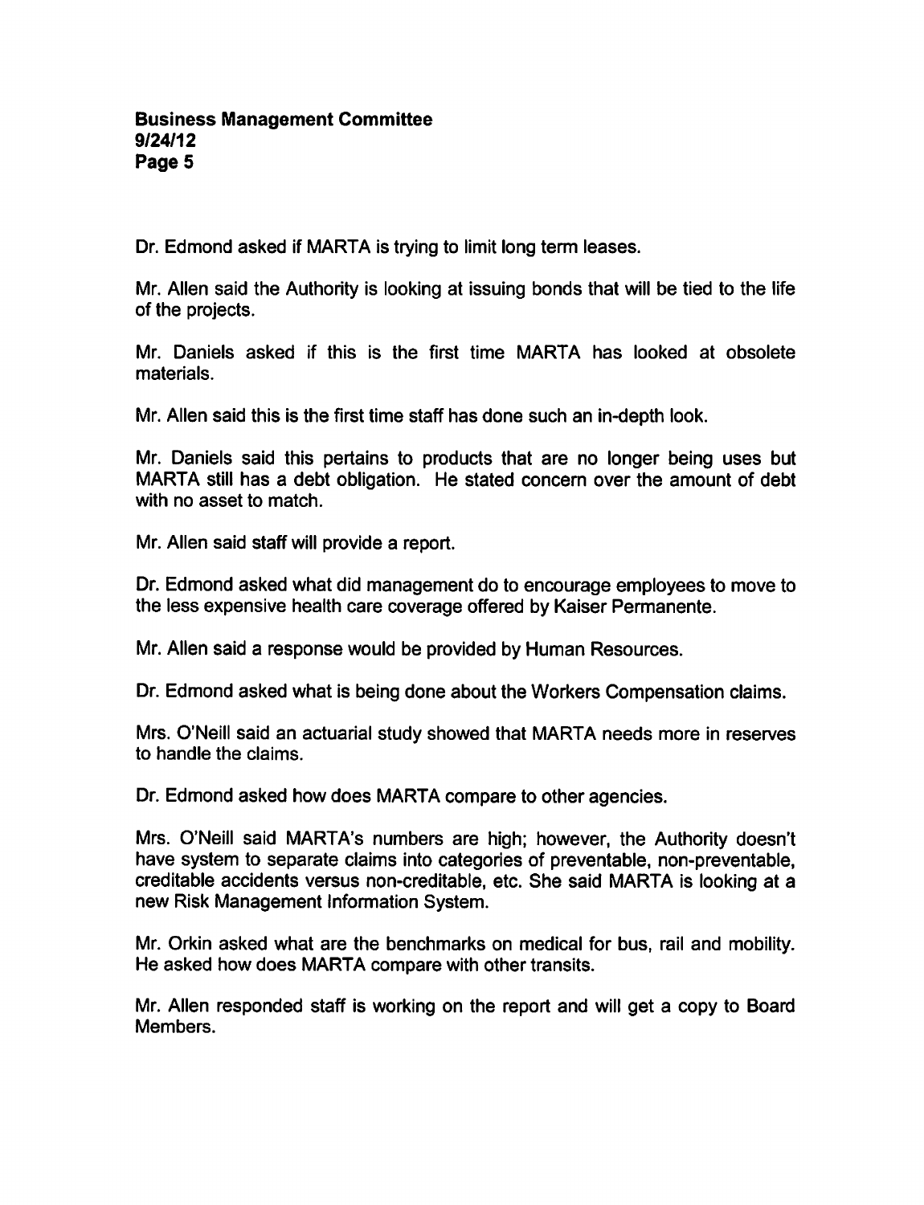Dr. Edmond asked if MARTA is trying to limit long term leases.

Mr. Allen said the Authority is looking at issuing bonds that will be tied to the life of the projects.

Mr. Daniels asked if this is the first time MARTA has looked at obsolete materials.

Mr. Allen said this is the first time staff has done such an in-depth look.

Mr. Daniels said this pertains to products that are no longer being uses but MARTA still has a debt obligation. He stated concern over the amount of debt with no asset to match.

Mr. Allen said staff will provide a report.

Dr. Edmond asked what did management do to encourage employees to move to the less expensive health care coverage offered by Kaiser Permanente.

Mr. Allen said a response would be provided by Human Resources.

Dr. Edmond asked what is being done about the Workers Compensation claims.

Mrs. O'Neill said an actuarial study showed that MARTA needs more in reserves to handle the claims.

Dr. Edmond asked how does MARTA compare to other agencies.

Mrs. O'Neill said MARTA's numbers are high; however, the Authority doesn't have system to separate claims into categories of preventable, non-preventable, creditable accidents versus non-creditable, etc. She said MARTA is looking at a new Risk Management Information System.

Mr. Orkin asked what are the benchmarks on medical for bus, rail and mobility. He asked how does MARTA compare with other transits.

Mr. Allen responded staff is working on the report and will get a copy to Board Members.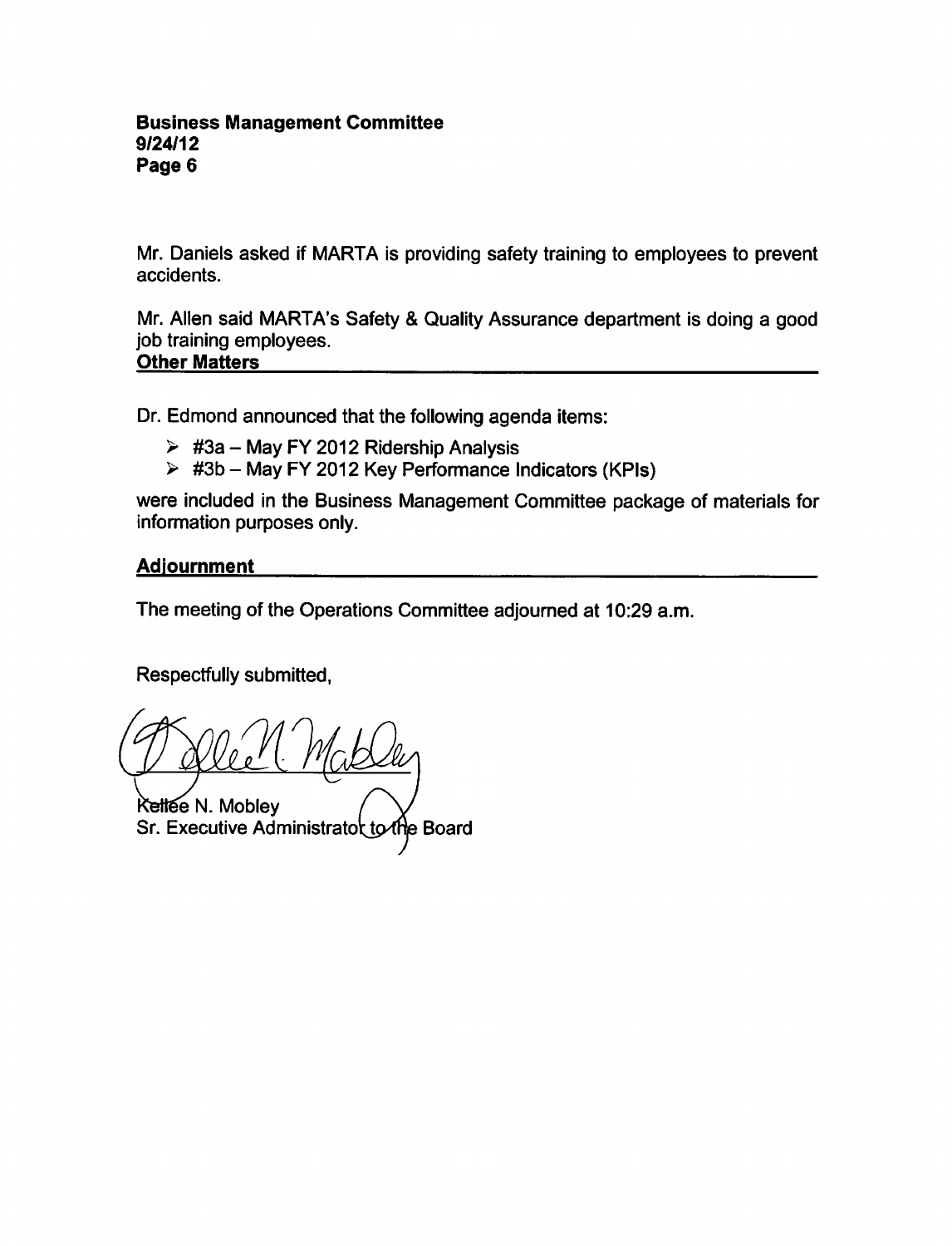Mr. Daniels asked if MARTA is providing safety training to employees to prevent accidents.

Mr. Allen said MARTA's Safety & Quality Assurance department is doing a good job training employees.

**Other Matters**

Dr. Edmond announced that the following agenda items:

- #3a – May FY 2012 Ridership Analysis
- #3b – May FY 2012 Key Performance Indicators (KPIs)

were included in the Business Management Committee package of materials for information purposes only.

**Adjournment**

The meeting of the Operations Committee adjourned at 10:29 a.m.

Respectfully submitted,

Kellee N. Mobley
Sr. Executive Administrator to the Board